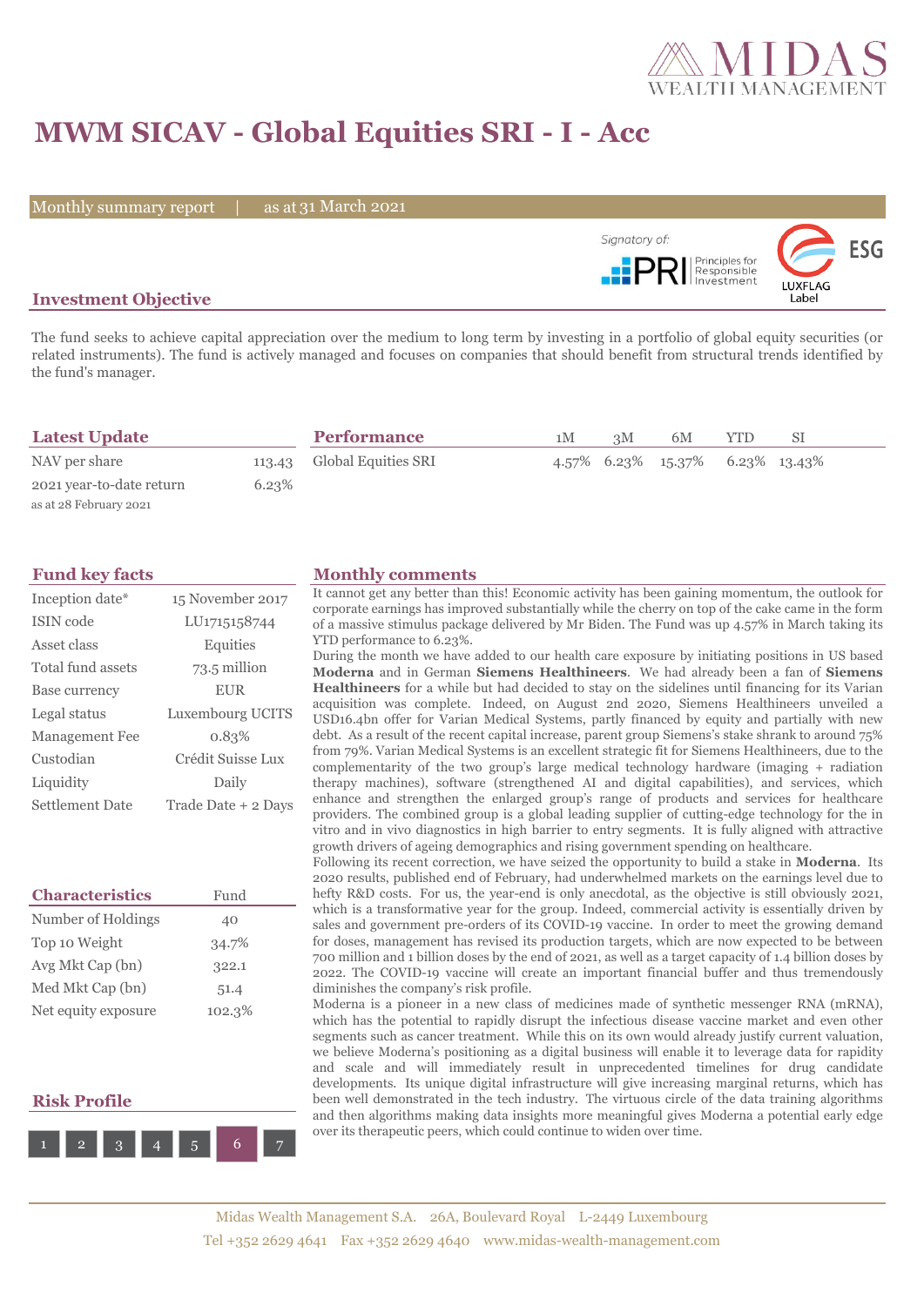# MWM SICAV - Global Equities SRI - I - Acc

Monthly summary report | as at 31 March 2021

Signatory of: PRI Principles for Responsible Investment

LUXFLAG ESG Label

## Investment Objective

The fund seeks to achieve capital appreciation over the medium to long term by investing in a portfolio of global equity securities (or related instruments). The fund is actively managed and focuses on companies that should benefit from structural trends identified by the fund's manager.

## Latest Update

| | |
|---|---|
| NAV per share | 113.43 |
| 2021 year-to-date return | 6.23% |

as at 28 February 2021

## Performance

| | 1M | 3M | 6M | YTD | SI |
|---|---|---|---|---|---|
| Global Equities SRI | 4.57% | 6.23% | 15.37% | 6.23% | 13.43% |

## Fund key facts

| | |
|---|---|
| Inception date* | 15 November 2017 |
| ISIN code | LU1715158744 |
| Asset class | Equities |
| Total fund assets | 73.5 million |
| Base currency | EUR |
| Legal status | Luxembourg UCITS |
| Management Fee | 0.83% |
| Custodian | Crédit Suisse Lux |
| Liquidity | Daily |
| Settlement Date | Trade Date + 2 Days |

## Characteristics

| | Fund |
|---|---|
| Number of Holdings | 40 |
| Top 10 Weight | 34.7% |
| Avg Mkt Cap (bn) | 322.1 |
| Med Mkt Cap (bn) | 51.4 |
| Net equity exposure | 102.3% |

## Risk Profile

1 2 3 4 5 **6** 7

## Monthly comments

It cannot get any better than this! Economic activity has been gaining momentum, the outlook for corporate earnings has improved substantially while the cherry on top of the cake came in the form of a massive stimulus package delivered by Mr Biden. The Fund was up 4.57% in March taking its YTD performance to 6.23%.

During the month we have added to our health care exposure by initiating positions in US based **Moderna** and in German **Siemens Healthineers**. We had already been a fan of **Siemens Healthineers** for a while but had decided to stay on the sidelines until financing for its Varian acquisition was complete. Indeed, on August 2nd 2020, Siemens Healthineers unveiled a USD16.4bn offer for Varian Medical Systems, partly financed by equity and partially with new debt. As a result of the recent capital increase, parent group Siemens's stake shrank to around 75% from 79%. Varian Medical Systems is an excellent strategic fit for Siemens Healthineers, due to the complementarity of the two group's large medical technology hardware (imaging + radiation therapy machines), software (strengthened AI and digital capabilities), and services, which enhance and strengthen the enlarged group's range of products and services for healthcare providers. The combined group is a global leading supplier of cutting-edge technology for the in vitro and in vivo diagnostics in high barrier to entry segments. It is fully aligned with attractive growth drivers of ageing demographics and rising government spending on healthcare.

Following its recent correction, we have seized the opportunity to build a stake in **Moderna**. Its 2020 results, published end of February, had underwhelmed markets on the earnings level due to hefty R&D costs. For us, the year-end is only anecdotal, as the objective is still obviously 2021, which is a transformative year for the group. Indeed, commercial activity is essentially driven by sales and government pre-orders of its COVID-19 vaccine. In order to meet the growing demand for doses, management has revised its production targets, which are now expected to be between 700 million and 1 billion doses by the end of 2021, as well as a target capacity of 1.4 billion doses by 2022. The COVID-19 vaccine will create an important financial buffer and thus tremendously diminishes the company's risk profile.

Moderna is a pioneer in a new class of medicines made of synthetic messenger RNA (mRNA), which has the potential to rapidly disrupt the infectious disease vaccine market and even other segments such as cancer treatment. While this on its own would already justify current valuation, we believe Moderna's positioning as a digital business will enable it to leverage data for rapidity and scale and will immediately result in unprecedented timelines for drug candidate developments. Its unique digital infrastructure will give increasing marginal returns, which has been well demonstrated in the tech industry. The virtuous circle of the data training algorithms and then algorithms making data insights more meaningful gives Moderna a potential early edge over its therapeutic peers, which could continue to widen over time.

Midas Wealth Management S.A. 26A, Boulevard Royal L-2449 Luxembourg
Tel +352 2629 4641 Fax +352 2629 4640 www.midas-wealth-management.com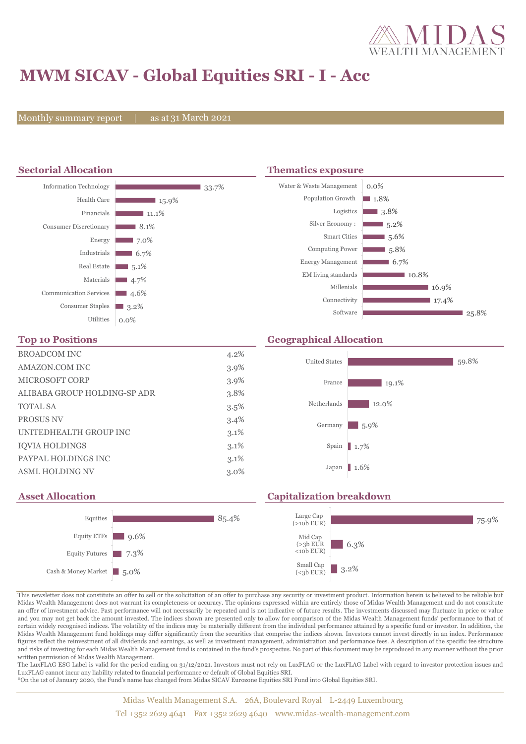# MWM SICAV - Global Equities SRI - I - Acc

Monthly summary report | as at 31 March 2021

## Sectorial Allocation

Information Technology 33.7%
Health Care 15.9%
Financials 11.1%
Consumer Discretionary 8.1%
Energy 7.0%
Industrials 6.7%
Real Estate 5.1%
Materials 4.7%
Communication Services 4.6%
Consumer Staples 3.2%
Utilities 0.0%

## Thematics exposure

Water & Waste Management 0.0%
Population Growth 1.8%
Logistics 3.8%
Silver Economy : 5.2%
Smart Cities 5.6%
Computing Power 5.8%
Energy Management 6.7%
EM living standards 10.8%
Millenials 16.9%
Connectivity 17.4%
Software 25.8%

## Top 10 Positions

| | |
|---|---|
| BROADCOM INC | 4.2% |
| AMAZON.COM INC | 3.9% |
| MICROSOFT CORP | 3.9% |
| ALIBABA GROUP HOLDING-SP ADR | 3.8% |
| TOTAL SA | 3.5% |
| PROSUS NV | 3.4% |
| UNITEDHEALTH GROUP INC | 3.1% |
| IQVIA HOLDINGS | 3.1% |
| PAYPAL HOLDINGS INC | 3.1% |
| ASML HOLDING NV | 3.0% |

## Geographical Allocation

United States 59.8%
France 19.1%
Netherlands 12.0%
Germany 5.9%
Spain 1.7%
Japan 1.6%

## Asset Allocation

Equities 85.4%
Equity ETFs 9.6%
Equity Futures 7.3%
Cash & Money Market 5.0%

## Capitalization breakdown

Large Cap (>10b EUR) 75.9%
Mid Cap (>3b EUR <10b EUR) 6.3%
Small Cap (<3b EUR) 3.2%

This newsletter does not constitute an offer to sell or the solicitation of an offer to purchase any security or investment product. Information herein is believed to be reliable but Midas Wealth Management does not warrant its completeness or accuracy. The opinions expressed within are entirely those of Midas Wealth Management and do not constitute an offer of investment advice. Past performance will not necessarily be repeated and is not indicative of future results. The investments discussed may fluctuate in price or value and you may not get back the amount invested. The indices shown are presented only to allow for comparison of the Midas Wealth Management funds' performance to that of certain widely recognised indices. The volatility of the indices may be materially different from the individual performance attained by a specific fund or investor. In addition, the Midas Wealth Management fund holdings may differ significantly from the securities that comprise the indices shown. Investors cannot invest directly in an index. Performance figures reflect the reinvestment of all dividends and earnings, as well as investment management, administration and performance fees. A description of the specific fee structure and risks of investing for each Midas Wealth Management fund is contained in the fund's prospectus. No part of this document may be reproduced in any manner without the prior written permission of Midas Wealth Management.

The LuxFLAG ESG Label is valid for the period ending on 31/12/2021. Investors must not rely on LuxFLAG or the LuxFLAG Label with regard to investor protection issues and LuxFLAG cannot incur any liability related to financial performance or default of Global Equities SRI.

*On the 1st of January 2020, the Fund's name has changed from Midas SICAV Eurozone Equities SRI Fund into Global Equities SRI.

Midas Wealth Management S.A. 26A, Boulevard Royal L-2449 Luxembourg
Tel +352 2629 4641 Fax +352 2629 4640 www.midas-wealth-management.com